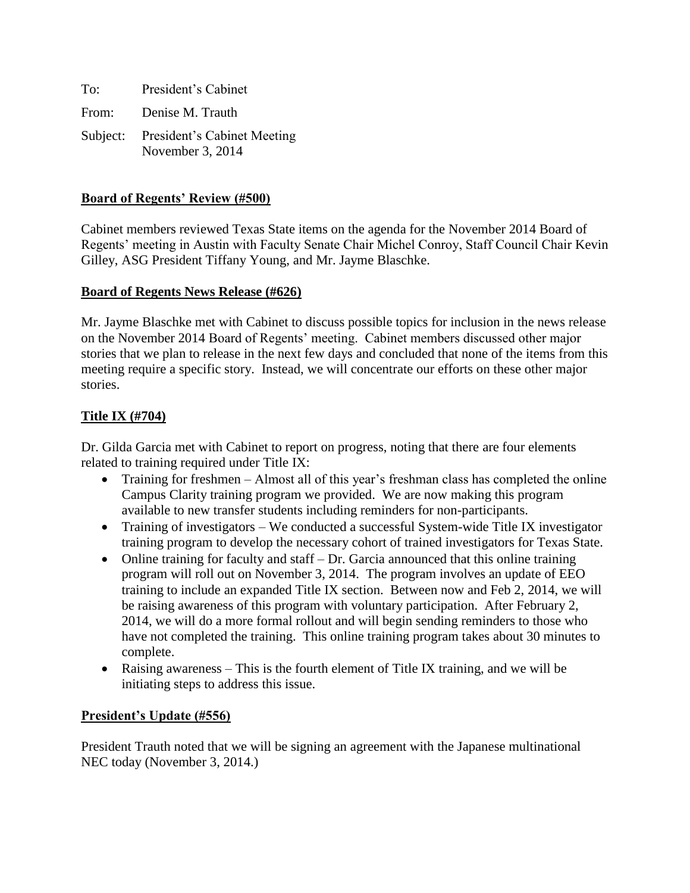To: President's Cabinet

From: Denise M. Trauth

Subject: President's Cabinet Meeting
November 3, 2014

**Board of Regents' Review (#500)**

Cabinet members reviewed Texas State items on the agenda for the November 2014 Board of Regents' meeting in Austin with Faculty Senate Chair Michel Conroy, Staff Council Chair Kevin Gilley, ASG President Tiffany Young, and Mr. Jayme Blaschke.

**Board of Regents News Release (#626)**

Mr. Jayme Blaschke met with Cabinet to discuss possible topics for inclusion in the news release on the November 2014 Board of Regents' meeting. Cabinet members discussed other major stories that we plan to release in the next few days and concluded that none of the items from this meeting require a specific story. Instead, we will concentrate our efforts on these other major stories.

**Title IX (#704)**

Dr. Gilda Garcia met with Cabinet to report on progress, noting that there are four elements related to training required under Title IX:

- Training for freshmen – Almost all of this year's freshman class has completed the online Campus Clarity training program we provided. We are now making this program available to new transfer students including reminders for non-participants.
- Training of investigators – We conducted a successful System-wide Title IX investigator training program to develop the necessary cohort of trained investigators for Texas State.
- Online training for faculty and staff – Dr. Garcia announced that this online training program will roll out on November 3, 2014. The program involves an update of EEO training to include an expanded Title IX section. Between now and Feb 2, 2014, we will be raising awareness of this program with voluntary participation. After February 2, 2014, we will do a more formal rollout and will begin sending reminders to those who have not completed the training. This online training program takes about 30 minutes to complete.
- Raising awareness – This is the fourth element of Title IX training, and we will be initiating steps to address this issue.

**President's Update (#556)**

President Trauth noted that we will be signing an agreement with the Japanese multinational NEC today (November 3, 2014.)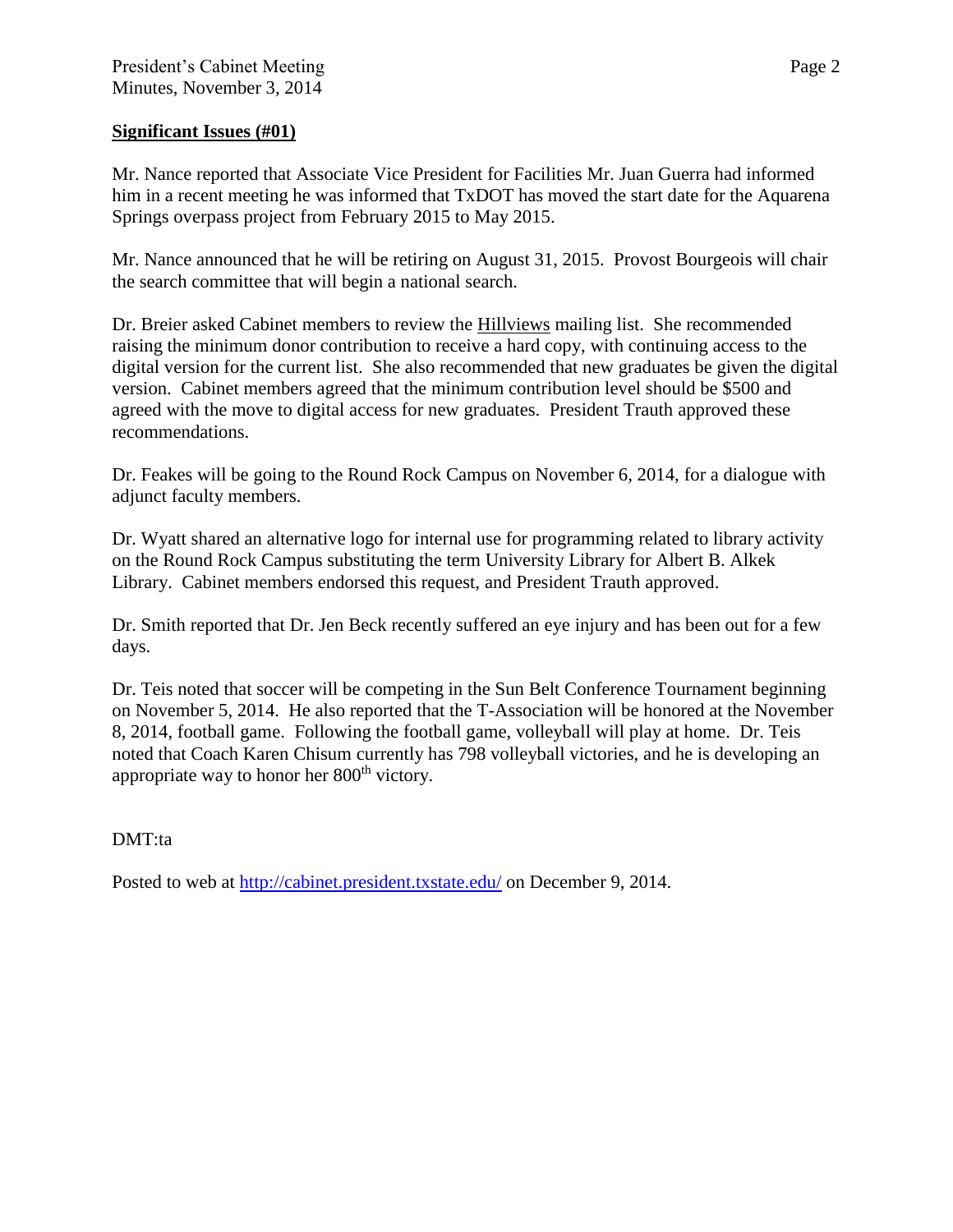**Significant Issues (#01)**

Mr. Nance reported that Associate Vice President for Facilities Mr. Juan Guerra had informed him in a recent meeting he was informed that TxDOT has moved the start date for the Aquarena Springs overpass project from February 2015 to May 2015.

Mr. Nance announced that he will be retiring on August 31, 2015. Provost Bourgeois will chair the search committee that will begin a national search.

Dr. Breier asked Cabinet members to review the Hillviews mailing list. She recommended raising the minimum donor contribution to receive a hard copy, with continuing access to the digital version for the current list. She also recommended that new graduates be given the digital version. Cabinet members agreed that the minimum contribution level should be $500 and agreed with the move to digital access for new graduates. President Trauth approved these recommendations.

Dr. Feakes will be going to the Round Rock Campus on November 6, 2014, for a dialogue with adjunct faculty members.

Dr. Wyatt shared an alternative logo for internal use for programming related to library activity on the Round Rock Campus substituting the term University Library for Albert B. Alkek Library. Cabinet members endorsed this request, and President Trauth approved.

Dr. Smith reported that Dr. Jen Beck recently suffered an eye injury and has been out for a few days.

Dr. Teis noted that soccer will be competing in the Sun Belt Conference Tournament beginning on November 5, 2014. He also reported that the T-Association will be honored at the November 8, 2014, football game. Following the football game, volleyball will play at home. Dr. Teis noted that Coach Karen Chisum currently has 798 volleyball victories, and he is developing an appropriate way to honor her 800th victory.

DMT:ta

Posted to web at http://cabinet.president.txstate.edu/ on December 9, 2014.